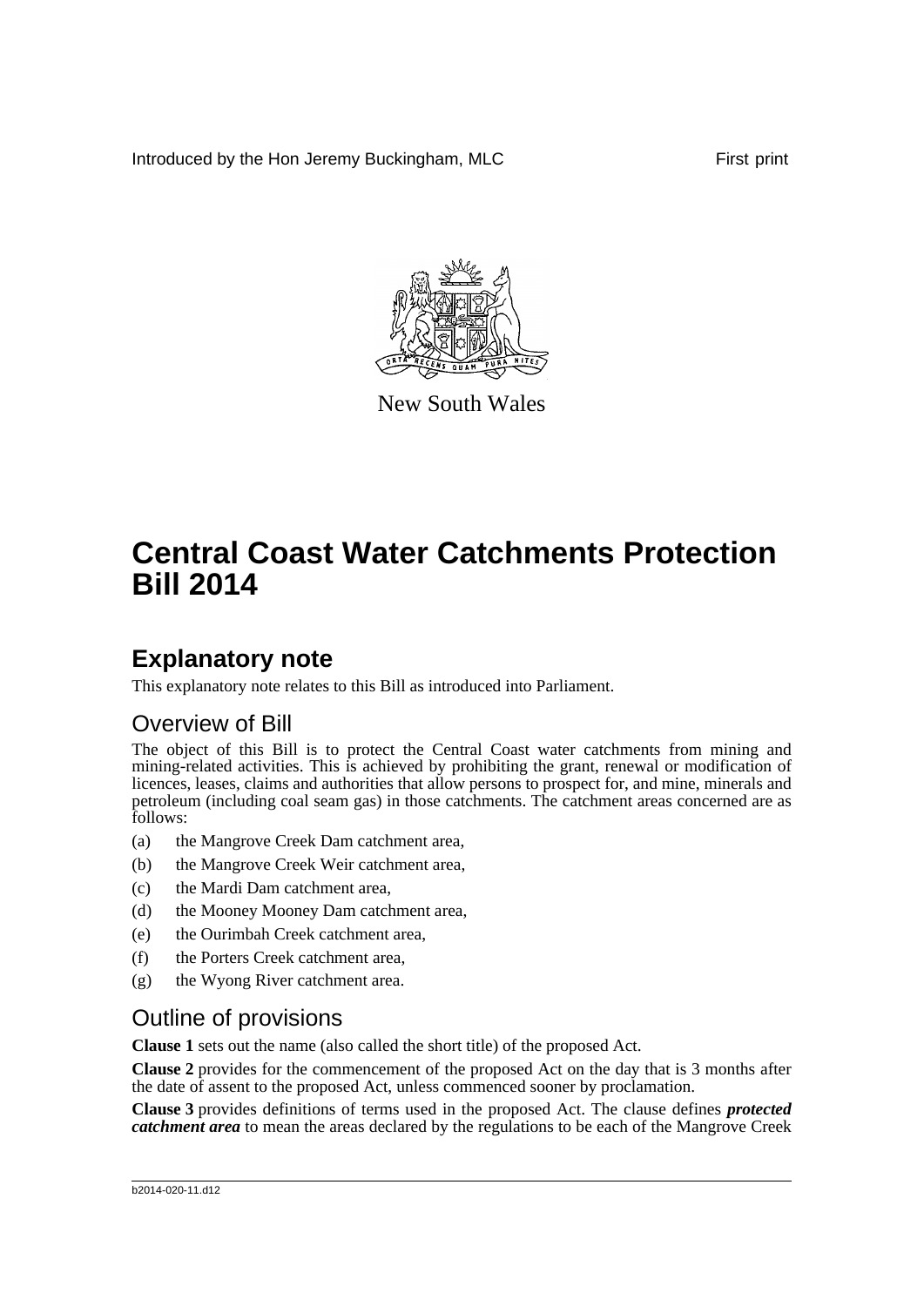Introduced by the Hon Jeremy Buckingham, MLC First print

New South Wales

# Central Coast Water Catchments Protection Bill 2014

## Explanatory note

This explanatory note relates to this Bill as introduced into Parliament.

### Overview of Bill

The object of this Bill is to protect the Central Coast water catchments from mining and mining-related activities. This is achieved by prohibiting the grant, renewal or modification of licences, leases, claims and authorities that allow persons to prospect for, and mine, minerals and petroleum (including coal seam gas) in those catchments. The catchment areas concerned are as follows:

(a) the Mangrove Creek Dam catchment area,

(b) the Mangrove Creek Weir catchment area,

(c) the Mardi Dam catchment area,

(d) the Mooney Mooney Dam catchment area,

(e) the Ourimbah Creek catchment area,

(f) the Porters Creek catchment area,

(g) the Wyong River catchment area.

### Outline of provisions

**Clause 1** sets out the name (also called the short title) of the proposed Act.

**Clause 2** provides for the commencement of the proposed Act on the day that is 3 months after the date of assent to the proposed Act, unless commenced sooner by proclamation.

**Clause 3** provides definitions of terms used in the proposed Act. The clause defines ***protected catchment area*** to mean the areas declared by the regulations to be each of the Mangrove Creek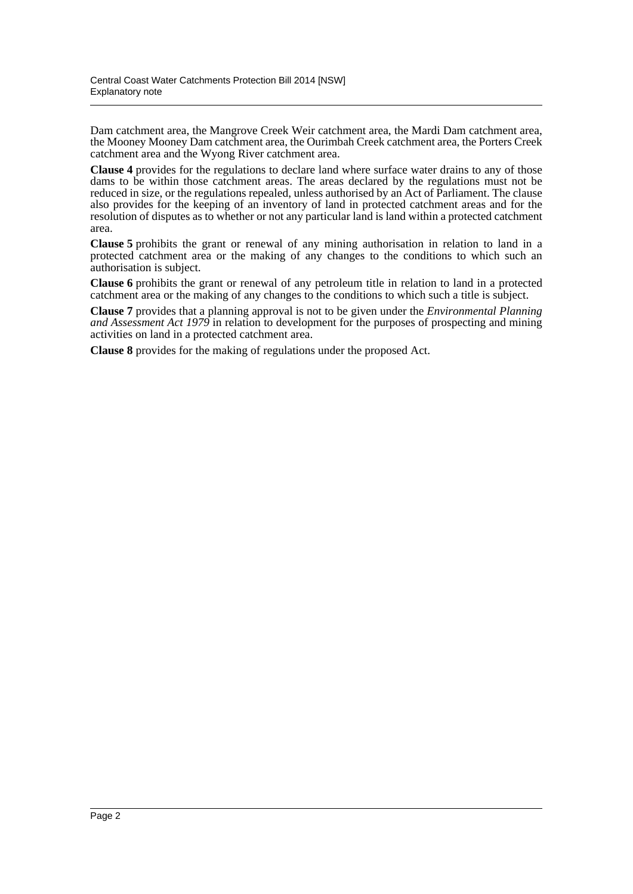Dam catchment area, the Mangrove Creek Weir catchment area, the Mardi Dam catchment area, the Mooney Mooney Dam catchment area, the Ourimbah Creek catchment area, the Porters Creek catchment area and the Wyong River catchment area.

**Clause 4** provides for the regulations to declare land where surface water drains to any of those dams to be within those catchment areas. The areas declared by the regulations must not be reduced in size, or the regulations repealed, unless authorised by an Act of Parliament. The clause also provides for the keeping of an inventory of land in protected catchment areas and for the resolution of disputes as to whether or not any particular land is land within a protected catchment area.

**Clause 5** prohibits the grant or renewal of any mining authorisation in relation to land in a protected catchment area or the making of any changes to the conditions to which such an authorisation is subject.

**Clause 6** prohibits the grant or renewal of any petroleum title in relation to land in a protected catchment area or the making of any changes to the conditions to which such a title is subject.

**Clause 7** provides that a planning approval is not to be given under the *Environmental Planning and Assessment Act 1979* in relation to development for the purposes of prospecting and mining activities on land in a protected catchment area.

**Clause 8** provides for the making of regulations under the proposed Act.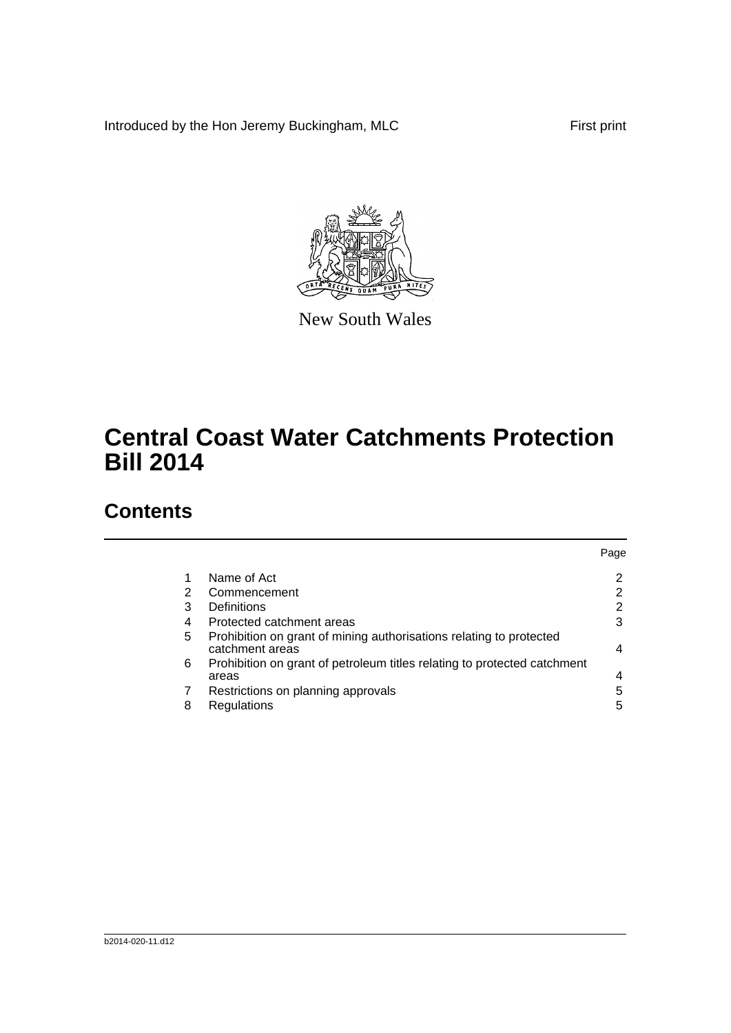Introduced by the Hon Jeremy Buckingham, MLC

First print

New South Wales

# Central Coast Water Catchments Protection Bill 2014

## Contents

| | | Page |
|---|---|---|
| 1 | Name of Act | 2 |
| 2 | Commencement | 2 |
| 3 | Definitions | 2 |
| 4 | Protected catchment areas | 3 |
| 5 | Prohibition on grant of mining authorisations relating to protected catchment areas | 4 |
| 6 | Prohibition on grant of petroleum titles relating to protected catchment areas | 4 |
| 7 | Restrictions on planning approvals | 5 |
| 8 | Regulations | 5 |

b2014-020-11.d12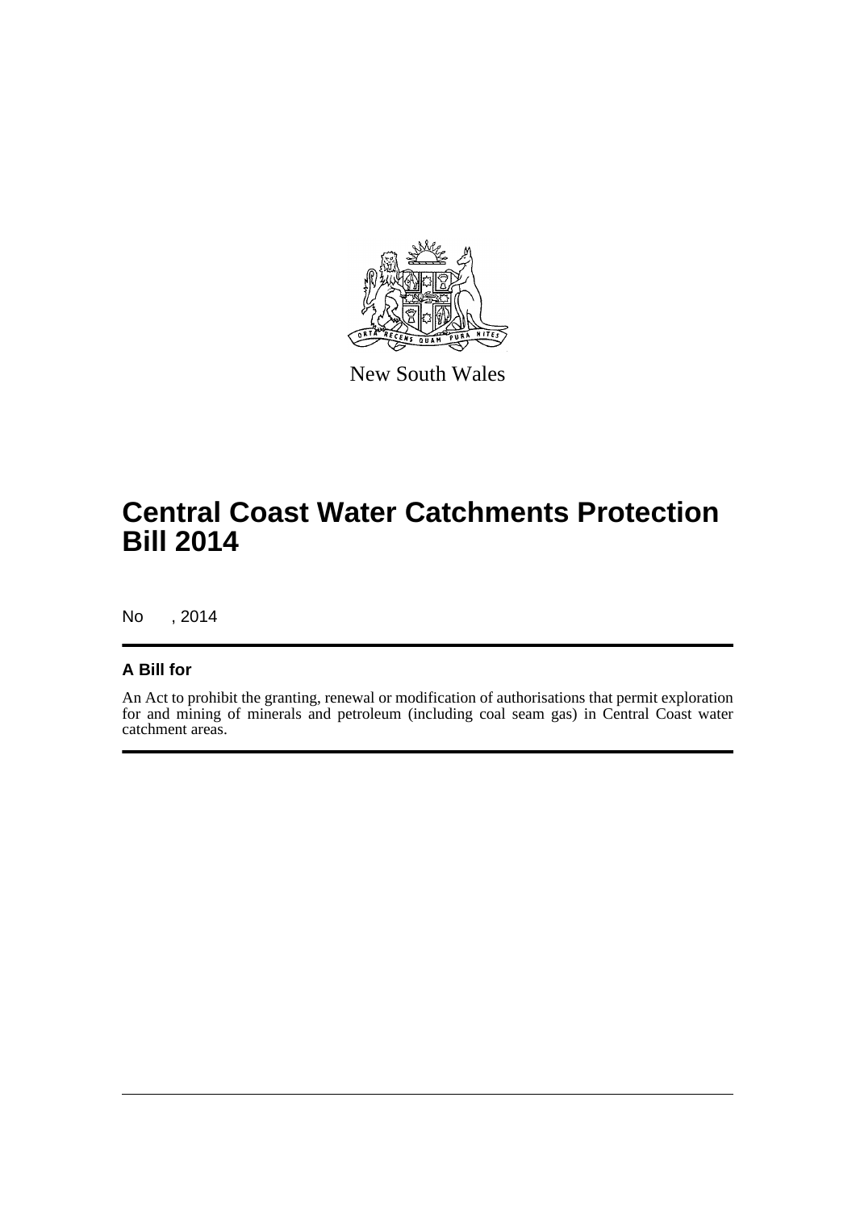New South Wales

# Central Coast Water Catchments Protection Bill 2014

No , 2014

## A Bill for

An Act to prohibit the granting, renewal or modification of authorisations that permit exploration for and mining of minerals and petroleum (including coal seam gas) in Central Coast water catchment areas.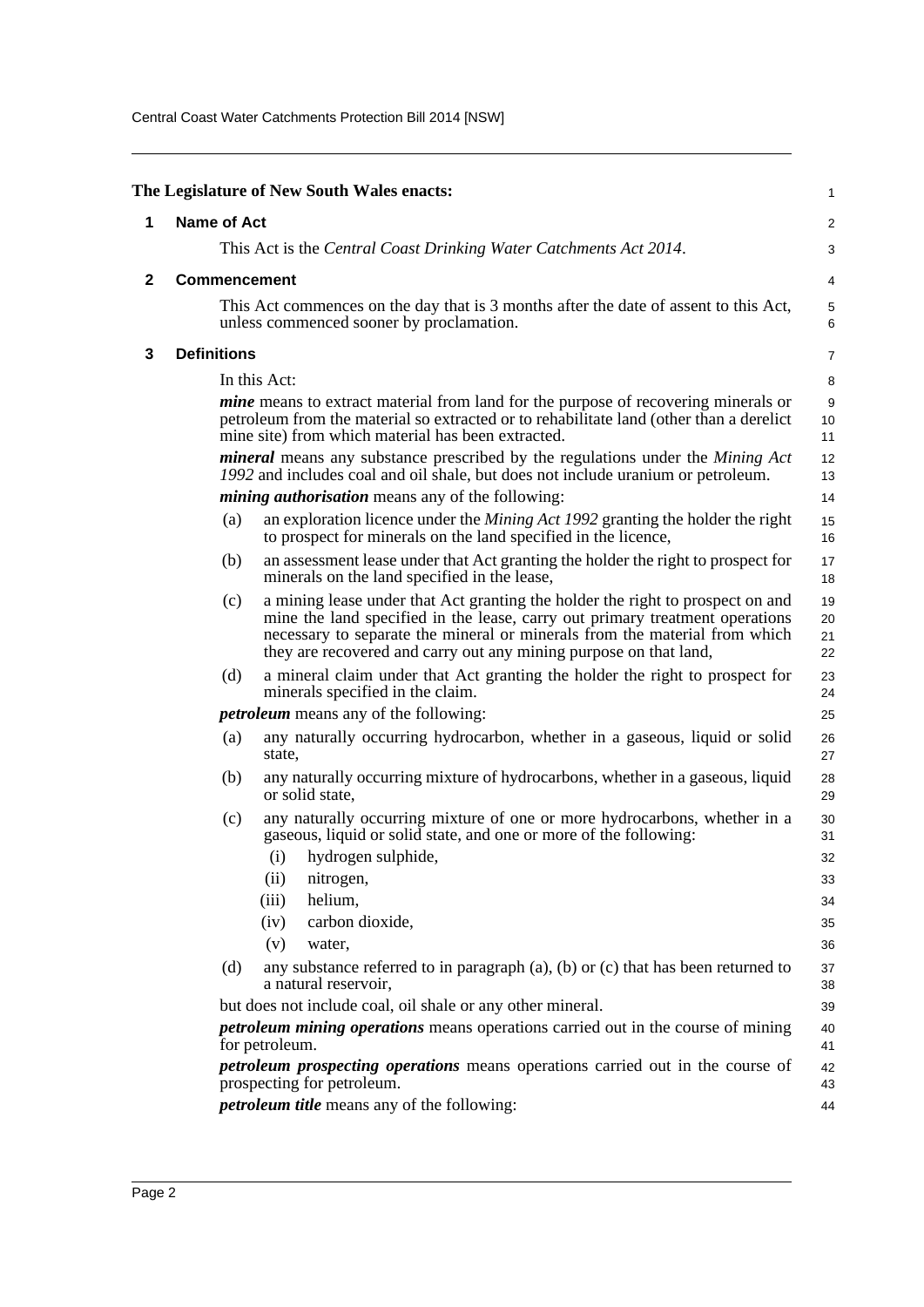**The Legislature of New South Wales enacts:**

## 1 Name of Act

This Act is the *Central Coast Drinking Water Catchments Act 2014*.

## 2 Commencement

This Act commences on the day that is 3 months after the date of assent to this Act, unless commenced sooner by proclamation.

## 3 Definitions

In this Act:

***mine*** means to extract material from land for the purpose of recovering minerals or petroleum from the material so extracted or to rehabilitate land (other than a derelict mine site) from which material has been extracted.

***mineral*** means any substance prescribed by the regulations under the *Mining Act 1992* and includes coal and oil shale, but does not include uranium or petroleum.

***mining authorisation*** means any of the following:

(a) an exploration licence under the *Mining Act 1992* granting the holder the right to prospect for minerals on the land specified in the licence,

(b) an assessment lease under that Act granting the holder the right to prospect for minerals on the land specified in the lease,

(c) a mining lease under that Act granting the holder the right to prospect on and mine the land specified in the lease, carry out primary treatment operations necessary to separate the mineral or minerals from the material from which they are recovered and carry out any mining purpose on that land,

(d) a mineral claim under that Act granting the holder the right to prospect for minerals specified in the claim.

***petroleum*** means any of the following:

(a) any naturally occurring hydrocarbon, whether in a gaseous, liquid or solid state,

(b) any naturally occurring mixture of hydrocarbons, whether in a gaseous, liquid or solid state,

(c) any naturally occurring mixture of one or more hydrocarbons, whether in a gaseous, liquid or solid state, and one or more of the following:

  (i) hydrogen sulphide,

  (ii) nitrogen,

  (iii) helium,

  (iv) carbon dioxide,

  (v) water,

(d) any substance referred to in paragraph (a), (b) or (c) that has been returned to a natural reservoir,

but does not include coal, oil shale or any other mineral.

***petroleum mining operations*** means operations carried out in the course of mining for petroleum.

***petroleum prospecting operations*** means operations carried out in the course of prospecting for petroleum.

***petroleum title*** means any of the following: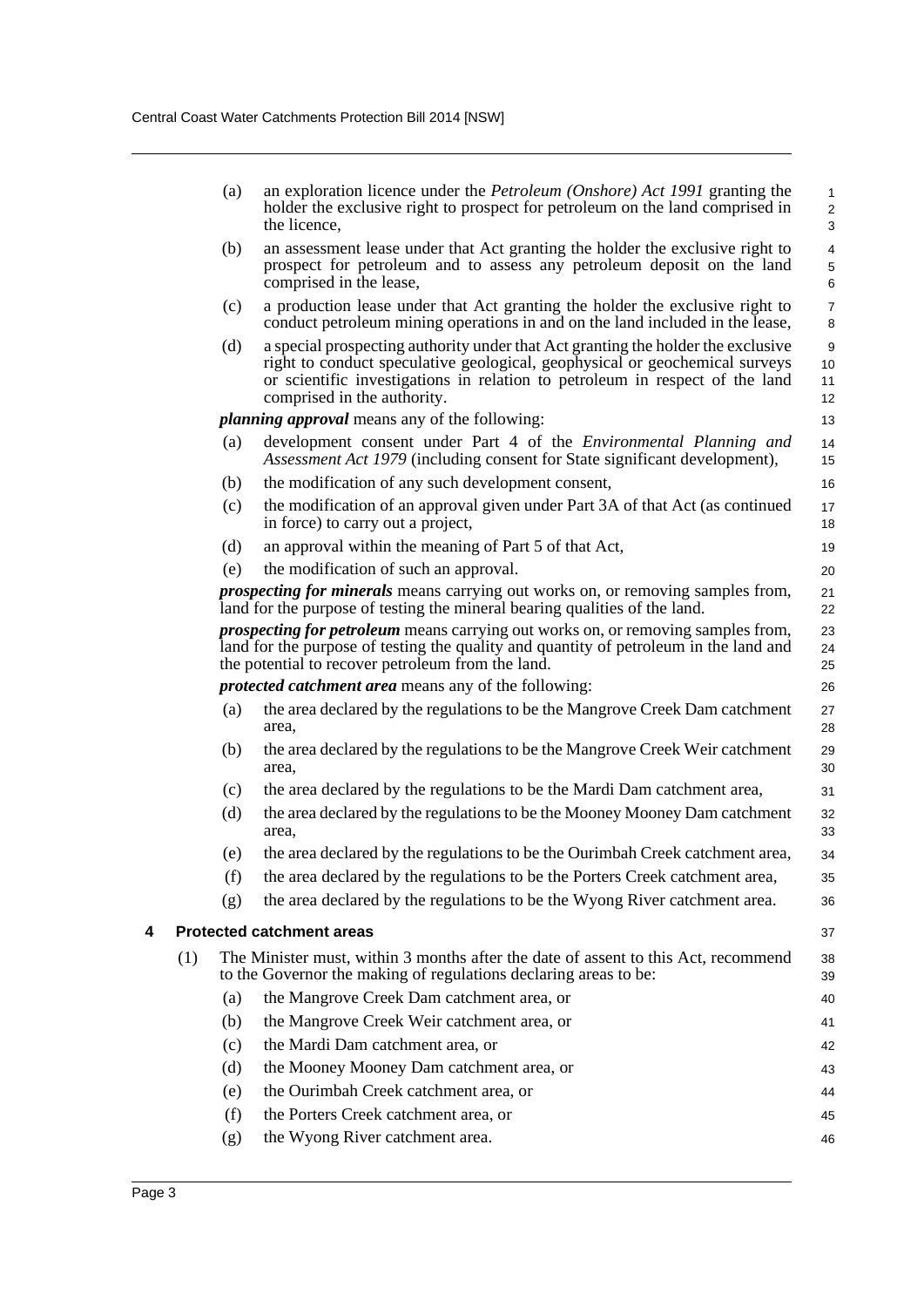(a) an exploration licence under the *Petroleum (Onshore) Act 1991* granting the holder the exclusive right to prospect for petroleum on the land comprised in the licence,

(b) an assessment lease under that Act granting the holder the exclusive right to prospect for petroleum and to assess any petroleum deposit on the land comprised in the lease,

(c) a production lease under that Act granting the holder the exclusive right to conduct petroleum mining operations in and on the land included in the lease,

(d) a special prospecting authority under that Act granting the holder the exclusive right to conduct speculative geological, geophysical or geochemical surveys or scientific investigations in relation to petroleum in respect of the land comprised in the authority.

***planning approval*** means any of the following:

(a) development consent under Part 4 of the *Environmental Planning and Assessment Act 1979* (including consent for State significant development),

(b) the modification of any such development consent,

(c) the modification of an approval given under Part 3A of that Act (as continued in force) to carry out a project,

(d) an approval within the meaning of Part 5 of that Act,

(e) the modification of such an approval.

***prospecting for minerals*** means carrying out works on, or removing samples from, land for the purpose of testing the mineral bearing qualities of the land.

***prospecting for petroleum*** means carrying out works on, or removing samples from, land for the purpose of testing the quality and quantity of petroleum in the land and the potential to recover petroleum from the land.

***protected catchment area*** means any of the following:

(a) the area declared by the regulations to be the Mangrove Creek Dam catchment area,

(b) the area declared by the regulations to be the Mangrove Creek Weir catchment area,

(c) the area declared by the regulations to be the Mardi Dam catchment area,

(d) the area declared by the regulations to be the Mooney Mooney Dam catchment area,

(e) the area declared by the regulations to be the Ourimbah Creek catchment area,

(f) the area declared by the regulations to be the Porters Creek catchment area,

(g) the area declared by the regulations to be the Wyong River catchment area.

## 4 Protected catchment areas

(1) The Minister must, within 3 months after the date of assent to this Act, recommend to the Governor the making of regulations declaring areas to be:

(a) the Mangrove Creek Dam catchment area, or

(b) the Mangrove Creek Weir catchment area, or

(c) the Mardi Dam catchment area, or

(d) the Mooney Mooney Dam catchment area, or

(e) the Ourimbah Creek catchment area, or

(f) the Porters Creek catchment area, or

(g) the Wyong River catchment area.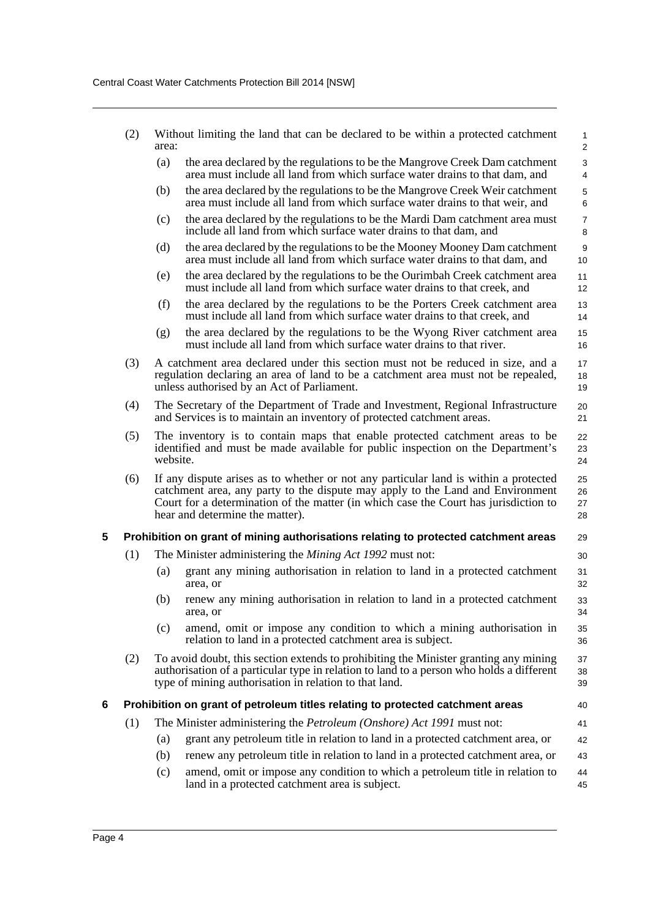(2) Without limiting the land that can be declared to be within a protected catchment area:

(a) the area declared by the regulations to be the Mangrove Creek Dam catchment area must include all land from which surface water drains to that dam, and

(b) the area declared by the regulations to be the Mangrove Creek Weir catchment area must include all land from which surface water drains to that weir, and

(c) the area declared by the regulations to be the Mardi Dam catchment area must include all land from which surface water drains to that dam, and

(d) the area declared by the regulations to be the Mooney Mooney Dam catchment area must include all land from which surface water drains to that dam, and

(e) the area declared by the regulations to be the Ourimbah Creek catchment area must include all land from which surface water drains to that creek, and

(f) the area declared by the regulations to be the Porters Creek catchment area must include all land from which surface water drains to that creek, and

(g) the area declared by the regulations to be the Wyong River catchment area must include all land from which surface water drains to that river.

(3) A catchment area declared under this section must not be reduced in size, and a regulation declaring an area of land to be a catchment area must not be repealed, unless authorised by an Act of Parliament.

(4) The Secretary of the Department of Trade and Investment, Regional Infrastructure and Services is to maintain an inventory of protected catchment areas.

(5) The inventory is to contain maps that enable protected catchment areas to be identified and must be made available for public inspection on the Department's website.

(6) If any dispute arises as to whether or not any particular land is within a protected catchment area, any party to the dispute may apply to the Land and Environment Court for a determination of the matter (in which case the Court has jurisdiction to hear and determine the matter).

## 5 Prohibition on grant of mining authorisations relating to protected catchment areas

(1) The Minister administering the *Mining Act 1992* must not:

(a) grant any mining authorisation in relation to land in a protected catchment area, or

(b) renew any mining authorisation in relation to land in a protected catchment area, or

(c) amend, omit or impose any condition to which a mining authorisation in relation to land in a protected catchment area is subject.

(2) To avoid doubt, this section extends to prohibiting the Minister granting any mining authorisation of a particular type in relation to land to a person who holds a different type of mining authorisation in relation to that land.

## 6 Prohibition on grant of petroleum titles relating to protected catchment areas

(1) The Minister administering the *Petroleum (Onshore) Act 1991* must not:

(a) grant any petroleum title in relation to land in a protected catchment area, or

(b) renew any petroleum title in relation to land in a protected catchment area, or

(c) amend, omit or impose any condition to which a petroleum title in relation to land in a protected catchment area is subject.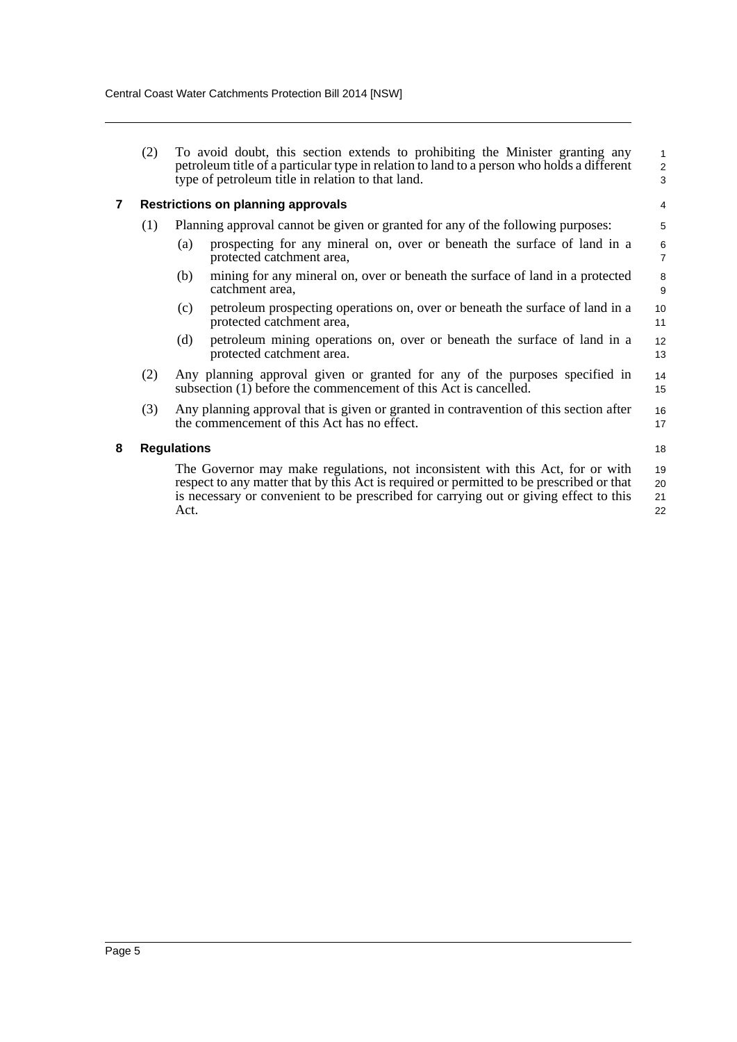(2) To avoid doubt, this section extends to prohibiting the Minister granting any petroleum title of a particular type in relation to land to a person who holds a different type of petroleum title in relation to that land.

## 7 Restrictions on planning approvals

(1) Planning approval cannot be given or granted for any of the following purposes:

(a) prospecting for any mineral on, over or beneath the surface of land in a protected catchment area,

(b) mining for any mineral on, over or beneath the surface of land in a protected catchment area,

(c) petroleum prospecting operations on, over or beneath the surface of land in a protected catchment area,

(d) petroleum mining operations on, over or beneath the surface of land in a protected catchment area.

(2) Any planning approval given or granted for any of the purposes specified in subsection (1) before the commencement of this Act is cancelled.

(3) Any planning approval that is given or granted in contravention of this section after the commencement of this Act has no effect.

## 8 Regulations

The Governor may make regulations, not inconsistent with this Act, for or with respect to any matter that by this Act is required or permitted to be prescribed or that is necessary or convenient to be prescribed for carrying out or giving effect to this Act.